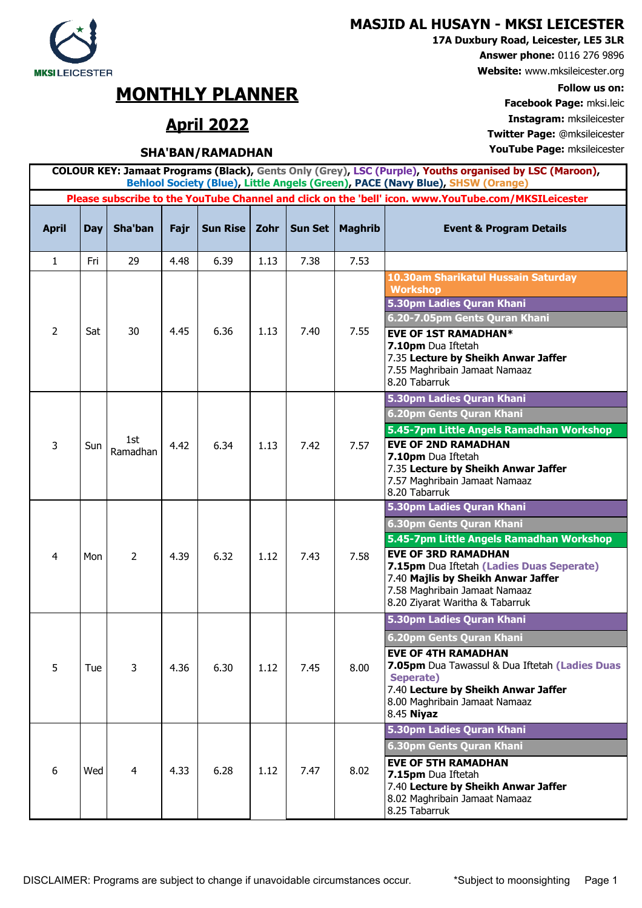# MASJID AL HUSAYN - MKSI LEICESTER

**17A Duxbury Road, Leicester, LE5 3LR**
**Answer phone:** 0116 276 9896
**Website:** www.mksileicester.org
**Follow us on:**
**Facebook Page:** mksi.leic
**Instagram:** mksileicester
**Twitter Page:** @mksileicester
**YouTube Page:** mksileicester

# MONTHLY PLANNER

## April 2022

### SHA'BAN/RAMADHAN

**COLOUR KEY: Jamaat Programs (Black), Gents Only (Grey), LSC (Purple), Youths organised by LSC (Maroon), Behlool Society (Blue), Little Angels (Green), PACE (Navy Blue), SHSW (Orange)**

**Please subscribe to the YouTube Channel and click on the 'bell' icon. www.YouTube.com/MKSILeicester**

| April | Day | Sha'ban | Fajr | Sun Rise | Zohr | Sun Set | Maghrib | Event & Program Details |
|---|---|---|---|---|---|---|---|---|
| 1 | Fri | 29 | 4.48 | 6.39 | 1.13 | 7.38 | 7.53 | |
| 2 | Sat | 30 | 4.45 | 6.36 | 1.13 | 7.40 | 7.55 | **10.30am Sharikatul Hussain Saturday Workshop**<br>**5.30pm Ladies Quran Khani**<br>**6.20-7.05pm Gents Quran Khani**<br>**EVE OF 1ST RAMADHAN***<br>**7.10pm** Dua Iftetah<br>7.35 **Lecture by Sheikh Anwar Jaffer**<br>7.55 Maghribain Jamaat Namaaz<br>8.20 Tabarruk |
| 3 | Sun | 1st Ramadhan | 4.42 | 6.34 | 1.13 | 7.42 | 7.57 | **5.30pm Ladies Quran Khani**<br>**6.20pm Gents Quran Khani**<br>**5.45-7pm Little Angels Ramadhan Workshop**<br>**EVE OF 2ND RAMADHAN**<br>**7.10pm** Dua Iftetah<br>7.35 **Lecture by Sheikh Anwar Jaffer**<br>7.57 Maghribain Jamaat Namaaz<br>8.20 Tabarruk |
| 4 | Mon | 2 | 4.39 | 6.32 | 1.12 | 7.43 | 7.58 | **5.30pm Ladies Quran Khani**<br>**6.30pm Gents Quran Khani**<br>**5.45-7pm Little Angels Ramadhan Workshop**<br>**EVE OF 3RD RAMADHAN**<br>**7.15pm** Dua Iftetah **(Ladies Duas Seperate)**<br>7.40 **Majlis by Sheikh Anwar Jaffer**<br>7.58 Maghribain Jamaat Namaaz<br>8.20 Ziyarat Waritha & Tabarruk |
| 5 | Tue | 3 | 4.36 | 6.30 | 1.12 | 7.45 | 8.00 | **5.30pm Ladies Quran Khani**<br>**6.20pm Gents Quran Khani**<br>**EVE OF 4TH RAMADHAN**<br>**7.05pm** Dua Tawassul & Dua Iftetah **(Ladies Duas Seperate)**<br>7.40 **Lecture by Sheikh Anwar Jaffer**<br>8.00 Maghribain Jamaat Namaaz<br>8.45 **Niyaz** |
| 6 | Wed | 4 | 4.33 | 6.28 | 1.12 | 7.47 | 8.02 | **5.30pm Ladies Quran Khani**<br>**6.30pm Gents Quran Khani**<br>**EVE OF 5TH RAMADHAN**<br>**7.15pm** Dua Iftetah<br>7.40 **Lecture by Sheikh Anwar Jaffer**<br>8.02 Maghribain Jamaat Namaaz<br>8.25 Tabarruk |

DISCLAIMER: Programs are subject to change if unavoidable circumstances occur.

*Subject to moonsighting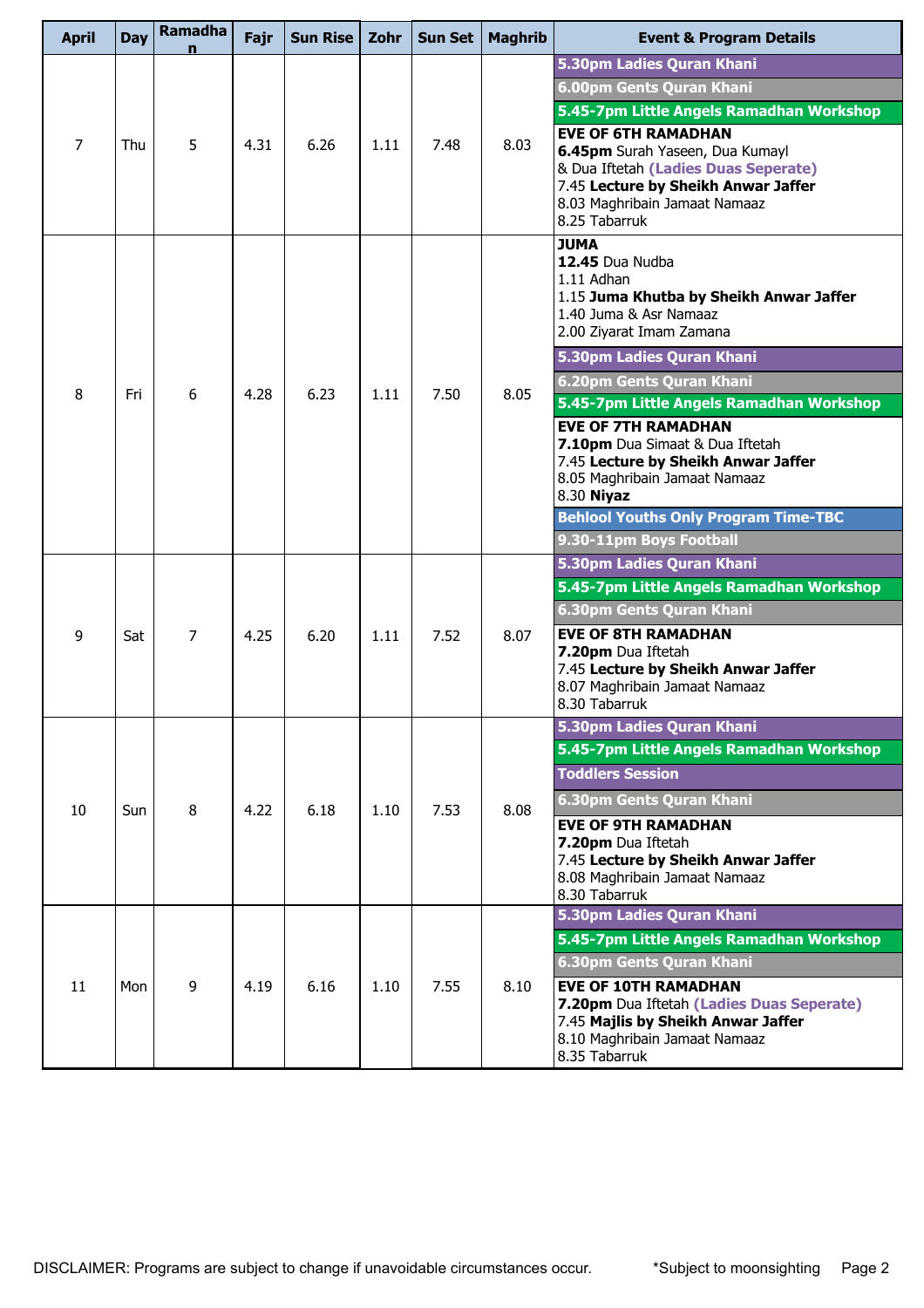| April | Day | Ramadhan | Fajr | Sun Rise | Zohr | Sun Set | Maghrib | Event & Program Details |
|---|---|---|---|---|---|---|---|---|
| 7 | Thu | 5 | 4.31 | 6.26 | 1.11 | 7.48 | 8.03 | **5.30pm Ladies Quran Khani**<br>**6.00pm Gents Quran Khani**<br>**5.45-7pm Little Angels Ramadhan Workshop**<br>**EVE OF 6TH RAMADHAN**<br>**6.45pm** Surah Yaseen, Dua Kumayl<br>& Dua Iftetah **(Ladies Duas Seperate)**<br>7.45 **Lecture by Sheikh Anwar Jaffer**<br>8.03 Maghribain Jamaat Namaaz<br>8.25 Tabarruk |
| 8 | Fri | 6 | 4.28 | 6.23 | 1.11 | 7.50 | 8.05 | **JUMA**<br>**12.45** Dua Nudba<br>1.11 Adhan<br>1.15 **Juma Khutba by Sheikh Anwar Jaffer**<br>1.40 Juma & Asr Namaaz<br>2.00 Ziyarat Imam Zamana<br>**5.30pm Ladies Quran Khani**<br>**6.20pm Gents Quran Khani**<br>**5.45-7pm Little Angels Ramadhan Workshop**<br>**EVE OF 7TH RAMADHAN**<br>**7.10pm** Dua Simaat & Dua Iftetah<br>7.45 **Lecture by Sheikh Anwar Jaffer**<br>8.05 Maghribain Jamaat Namaaz<br>8.30 **Niyaz**<br>**Behlool Youths Only Program Time-TBC**<br>**9.30-11pm Boys Football** |
| 9 | Sat | 7 | 4.25 | 6.20 | 1.11 | 7.52 | 8.07 | **5.30pm Ladies Quran Khani**<br>**5.45-7pm Little Angels Ramadhan Workshop**<br>**6.30pm Gents Quran Khani**<br>**EVE OF 8TH RAMADHAN**<br>**7.20pm** Dua Iftetah<br>7.45 **Lecture by Sheikh Anwar Jaffer**<br>8.07 Maghribain Jamaat Namaaz<br>8.30 Tabarruk |
| 10 | Sun | 8 | 4.22 | 6.18 | 1.10 | 7.53 | 8.08 | **5.30pm Ladies Quran Khani**<br>**5.45-7pm Little Angels Ramadhan Workshop**<br>**Toddlers Session**<br>**6.30pm Gents Quran Khani**<br>**EVE OF 9TH RAMADHAN**<br>**7.20pm** Dua Iftetah<br>7.45 **Lecture by Sheikh Anwar Jaffer**<br>8.08 Maghribain Jamaat Namaaz<br>8.30 Tabarruk |
| 11 | Mon | 9 | 4.19 | 6.16 | 1.10 | 7.55 | 8.10 | **5.30pm Ladies Quran Khani**<br>**5.45-7pm Little Angels Ramadhan Workshop**<br>**6.30pm Gents Quran Khani**<br>**EVE OF 10TH RAMADHAN**<br>**7.20pm** Dua Iftetah **(Ladies Duas Seperate)**<br>7.45 **Majlis by Sheikh Anwar Jaffer**<br>8.10 Maghribain Jamaat Namaaz<br>8.35 Tabarruk |

DISCLAIMER: Programs are subject to change if unavoidable circumstances occur. *Subject to moonsighting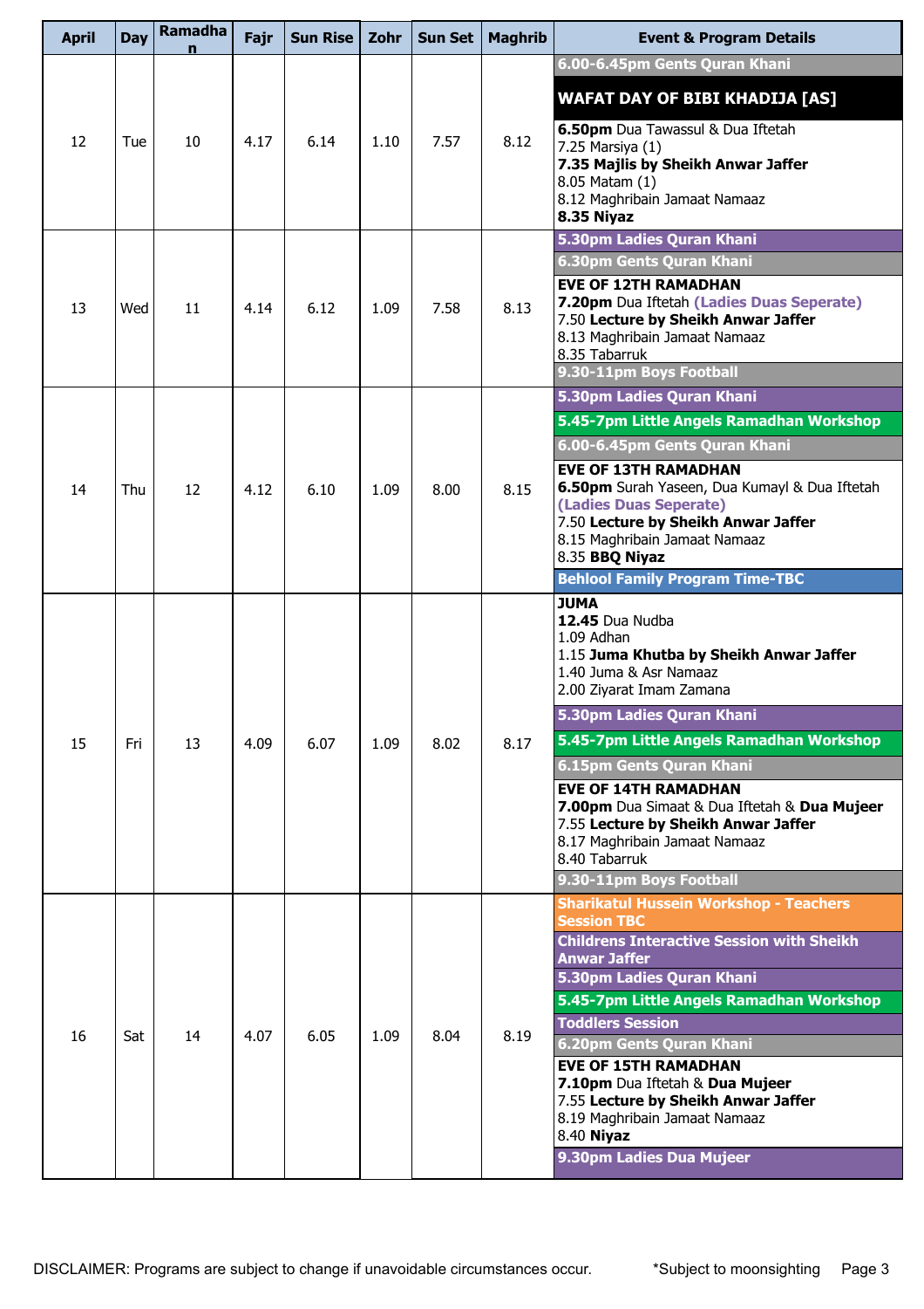| April | Day | Ramadhan | Fajr | Sun Rise | Zohr | Sun Set | Maghrib | Event & Program Details |
|---|---|---|---|---|---|---|---|---|
| 12 | Tue | 10 | 4.17 | 6.14 | 1.10 | 7.57 | 8.12 | **6.00-6.45pm Gents Quran Khani**<br>**WAFAT DAY OF BIBI KHADIJA [AS]**<br>**6.50pm** Dua Tawassul & Dua Iftetah<br>7.25 Marsiya (1)<br>**7.35 Majlis by Sheikh Anwar Jaffer**<br>8.05 Matam (1)<br>8.12 Maghribain Jamaat Namaaz<br>**8.35 Niyaz** |
| 13 | Wed | 11 | 4.14 | 6.12 | 1.09 | 7.58 | 8.13 | **5.30pm Ladies Quran Khani**<br>**6.30pm Gents Quran Khani**<br>**EVE OF 12TH RAMADHAN**<br>**7.20pm** Dua Iftetah **(Ladies Duas Seperate)**<br>7.50 **Lecture by Sheikh Anwar Jaffer**<br>8.13 Maghribain Jamaat Namaaz<br>8.35 Tabarruk<br>**9.30-11pm Boys Football** |
| 14 | Thu | 12 | 4.12 | 6.10 | 1.09 | 8.00 | 8.15 | **5.30pm Ladies Quran Khani**<br>**5.45-7pm Little Angels Ramadhan Workshop**<br>**6.00-6.45pm Gents Quran Khani**<br>**EVE OF 13TH RAMADHAN**<br>**6.50pm** Surah Yaseen, Dua Kumayl & Dua Iftetah **(Ladies Duas Seperate)**<br>7.50 **Lecture by Sheikh Anwar Jaffer**<br>8.15 Maghribain Jamaat Namaaz<br>8.35 **BBQ Niyaz**<br>**Behlool Family Program Time-TBC** |
| 15 | Fri | 13 | 4.09 | 6.07 | 1.09 | 8.02 | 8.17 | **JUMA**<br>**12.45** Dua Nudba<br>1.09 Adhan<br>1.15 **Juma Khutba by Sheikh Anwar Jaffer**<br>1.40 Juma & Asr Namaaz<br>2.00 Ziyarat Imam Zamana<br>**5.30pm Ladies Quran Khani**<br>**5.45-7pm Little Angels Ramadhan Workshop**<br>**6.15pm Gents Quran Khani**<br>**EVE OF 14TH RAMADHAN**<br>**7.00pm** Dua Simaat & Dua Iftetah & **Dua Mujeer**<br>7.55 **Lecture by Sheikh Anwar Jaffer**<br>8.17 Maghribain Jamaat Namaaz<br>8.40 Tabarruk<br>**9.30-11pm Boys Football** |
| 16 | Sat | 14 | 4.07 | 6.05 | 1.09 | 8.04 | 8.19 | **Sharikatul Hussein Workshop - Teachers Session TBC**<br>**Childrens Interactive Session with Sheikh Anwar Jaffer**<br>**5.30pm Ladies Quran Khani**<br>**5.45-7pm Little Angels Ramadhan Workshop**<br>**Toddlers Session**<br>**6.20pm Gents Quran Khani**<br>**EVE OF 15TH RAMADHAN**<br>**7.10pm** Dua Iftetah & **Dua Mujeer**<br>7.55 **Lecture by Sheikh Anwar Jaffer**<br>8.19 Maghribain Jamaat Namaaz<br>8.40 **Niyaz**<br>**9.30pm Ladies Dua Mujeer** |

DISCLAIMER: Programs are subject to change if unavoidable circumstances occur. *Subject to moonsighting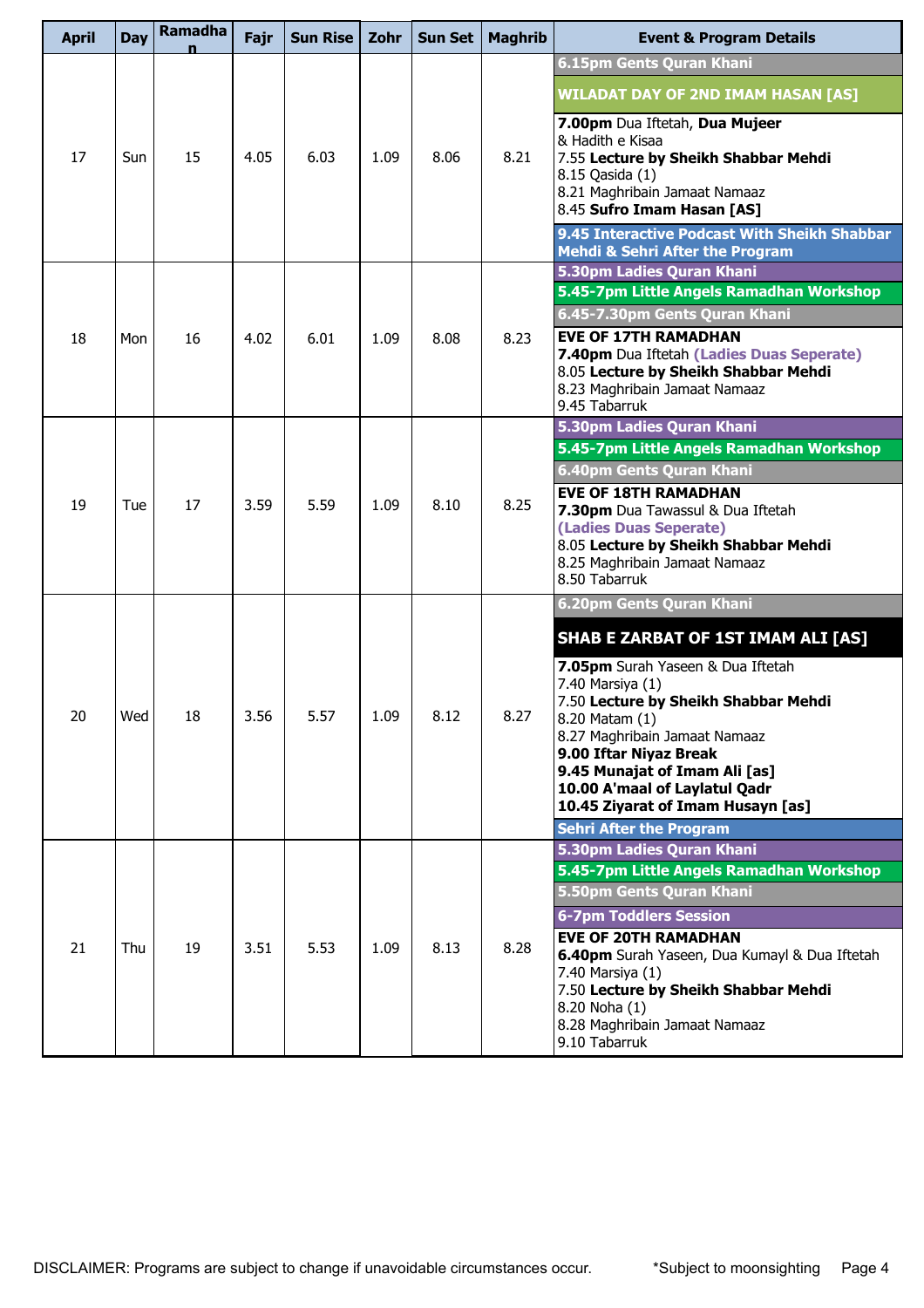| April | Day | Ramadhan | Fajr | Sun Rise | Zohr | Sun Set | Maghrib | Event & Program Details |
|---|---|---|---|---|---|---|---|---|
| 17 | Sun | 15 | 4.05 | 6.03 | 1.09 | 8.06 | 8.21 | **6.15pm Gents Quran Khani**<br>**WILADAT DAY OF 2ND IMAM HASAN [AS]**<br>**7.00pm** Dua Iftetah, **Dua Mujeer** & Hadith e Kisaa<br>7.55 **Lecture by Sheikh Shabbar Mehdi**<br>8.15 Qasida (1)<br>8.21 Maghribain Jamaat Namaaz<br>8.45 **Sufro Imam Hasan [AS]**<br>**9.45 Interactive Podcast With Sheikh Shabbar Mehdi & Sehri After the Program** |
| 18 | Mon | 16 | 4.02 | 6.01 | 1.09 | 8.08 | 8.23 | **5.30pm Ladies Quran Khani**<br>**5.45-7pm Little Angels Ramadhan Workshop**<br>**6.45-7.30pm Gents Quran Khani**<br>**EVE OF 17TH RAMADHAN**<br>**7.40pm** Dua Iftetah **(Ladies Duas Seperate)**<br>8.05 **Lecture by Sheikh Shabbar Mehdi**<br>8.23 Maghribain Jamaat Namaaz<br>9.45 Tabarruk |
| 19 | Tue | 17 | 3.59 | 5.59 | 1.09 | 8.10 | 8.25 | **5.30pm Ladies Quran Khani**<br>**5.45-7pm Little Angels Ramadhan Workshop**<br>**6.40pm Gents Quran Khani**<br>**EVE OF 18TH RAMADHAN**<br>**7.30pm** Dua Tawassul & Dua Iftetah **(Ladies Duas Seperate)**<br>8.05 **Lecture by Sheikh Shabbar Mehdi**<br>8.25 Maghribain Jamaat Namaaz<br>8.50 Tabarruk |
| 20 | Wed | 18 | 3.56 | 5.57 | 1.09 | 8.12 | 8.27 | **6.20pm Gents Quran Khani**<br>**SHAB E ZARBAT OF 1ST IMAM ALI [AS]**<br>**7.05pm** Surah Yaseen & Dua Iftetah<br>7.40 Marsiya (1)<br>7.50 **Lecture by Sheikh Shabbar Mehdi**<br>8.20 Matam (1)<br>8.27 Maghribain Jamaat Namaaz<br>**9.00 Iftar Niyaz Break**<br>**9.45 Munajat of Imam Ali [as]**<br>**10.00 A'maal of Laylatul Qadr**<br>**10.45 Ziyarat of Imam Husayn [as]**<br>**Sehri After the Program** |
| 21 | Thu | 19 | 3.51 | 5.53 | 1.09 | 8.13 | 8.28 | **5.30pm Ladies Quran Khani**<br>**5.45-7pm Little Angels Ramadhan Workshop**<br>**5.50pm Gents Quran Khani**<br>**6-7pm Toddlers Session**<br>**EVE OF 20TH RAMADHAN**<br>**6.40pm** Surah Yaseen, Dua Kumayl & Dua Iftetah<br>7.40 Marsiya (1)<br>7.50 **Lecture by Sheikh Shabbar Mehdi**<br>8.20 Noha (1)<br>8.28 Maghribain Jamaat Namaaz<br>9.10 Tabarruk |

DISCLAIMER: Programs are subject to change if unavoidable circumstances occur. *Subject to moonsighting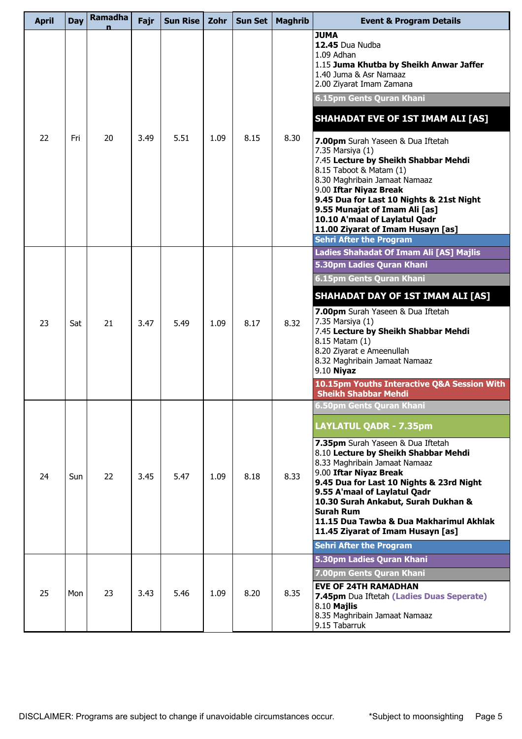| April | Day | Ramadhan | Fajr | Sun Rise | Zohr | Sun Set | Maghrib | Event & Program Details |
|---|---|---|---|---|---|---|---|---|
| 22 | Fri | 20 | 3.49 | 5.51 | 1.09 | 8.15 | 8.30 | **JUMA**<br>**12.45** Dua Nudba<br>1.09 Adhan<br>1.15 **Juma Khutba by Sheikh Anwar Jaffer**<br>1.40 Juma & Asr Namaaz<br>2.00 Ziyarat Imam Zamana<br>**6.15pm Gents Quran Khani**<br>**SHAHADAT EVE OF 1ST IMAM ALI [AS]**<br>**7.00pm** Surah Yaseen & Dua Iftetah<br>7.35 Marsiya (1)<br>7.45 **Lecture by Sheikh Shabbar Mehdi**<br>8.15 Taboot & Matam (1)<br>8.30 Maghribain Jamaat Namaaz<br>9.00 **Iftar Niyaz Break**<br>**9.45 Dua for Last 10 Nights & 21st Night**<br>**9.55 Munajat of Imam Ali [as]**<br>**10.10 A'maal of Laylatul Qadr**<br>**11.00 Ziyarat of Imam Husayn [as]**<br>**Sehri After the Program** |
| 23 | Sat | 21 | 3.47 | 5.49 | 1.09 | 8.17 | 8.32 | **Ladies Shahadat Of Imam Ali [AS] Majlis**<br>**5.30pm Ladies Quran Khani**<br>**6.15pm Gents Quran Khani**<br>**SHAHADAT DAY OF 1ST IMAM ALI [AS]**<br>**7.00pm** Surah Yaseen & Dua Iftetah<br>7.35 Marsiya (1)<br>7.45 **Lecture by Sheikh Shabbar Mehdi**<br>8.15 Matam (1)<br>8.20 Ziyarat e Ameenullah<br>8.32 Maghribain Jamaat Namaaz<br>9.10 **Niyaz**<br>**10.15pm Youths Interactive Q&A Session With Sheikh Shabbar Mehdi** |
| 24 | Sun | 22 | 3.45 | 5.47 | 1.09 | 8.18 | 8.33 | **6.50pm Gents Quran Khani**<br>**LAYLATUL QADR - 7.35pm**<br>**7.35pm** Surah Yaseen & Dua Iftetah<br>8.10 **Lecture by Sheikh Shabbar Mehdi**<br>8.33 Maghribain Jamaat Namaaz<br>9.00 **Iftar Niyaz Break**<br>**9.45 Dua for Last 10 Nights & 23rd Night**<br>**9.55 A'maal of Laylatul Qadr**<br>**10.30 Surah Ankabut, Surah Dukhan & Surah Rum**<br>**11.15 Dua Tawba & Dua Makharimul Akhlak**<br>**11.45 Ziyarat of Imam Husayn [as]**<br>**Sehri After the Program** |
| 25 | Mon | 23 | 3.43 | 5.46 | 1.09 | 8.20 | 8.35 | **5.30pm Ladies Quran Khani**<br>**7.00pm Gents Quran Khani**<br>**EVE OF 24TH RAMADHAN**<br>**7.45pm** Dua Iftetah **(Ladies Duas Seperate)**<br>8.10 **Majlis**<br>8.35 Maghribain Jamaat Namaaz<br>9.15 Tabarruk |

DISCLAIMER: Programs are subject to change if unavoidable circumstances occur. *Subject to moonsighting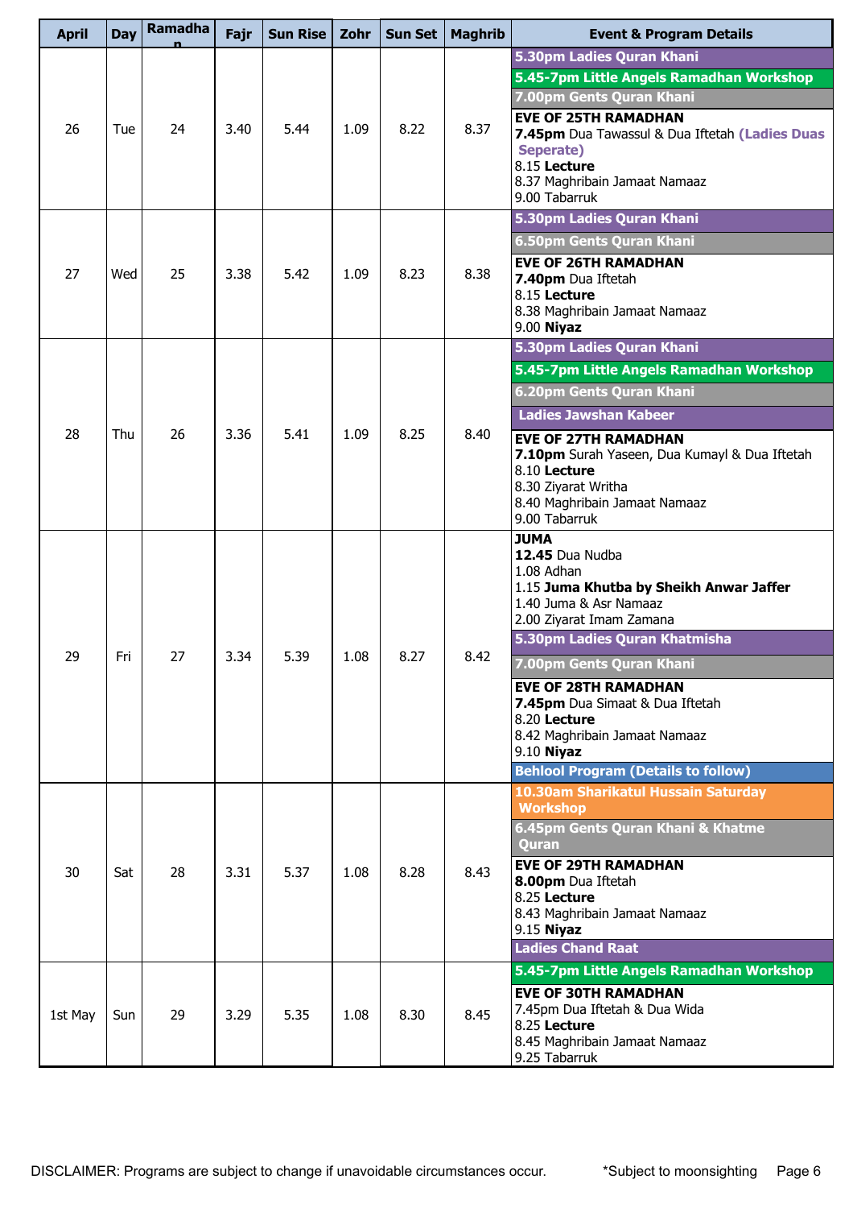| April | Day | Ramadhan | Fajr | Sun Rise | Zohr | Sun Set | Maghrib | Event & Program Details |
|---|---|---|---|---|---|---|---|---|
| 26 | Tue | 24 | 3.40 | 5.44 | 1.09 | 8.22 | 8.37 | **5.30pm Ladies Quran Khani**<br>**5.45-7pm Little Angels Ramadhan Workshop**<br>**7.00pm Gents Quran Khani**<br>**EVE OF 25TH RAMADHAN**<br>**7.45pm** Dua Tawassul & Dua Iftetah **(Ladies Duas Seperate)**<br>8.15 **Lecture**<br>8.37 Maghribain Jamaat Namaaz<br>9.00 Tabarruk |
| 27 | Wed | 25 | 3.38 | 5.42 | 1.09 | 8.23 | 8.38 | **5.30pm Ladies Quran Khani**<br>**6.50pm Gents Quran Khani**<br>**EVE OF 26TH RAMADHAN**<br>**7.40pm** Dua Iftetah<br>8.15 **Lecture**<br>8.38 Maghribain Jamaat Namaaz<br>9.00 **Niyaz** |
| 28 | Thu | 26 | 3.36 | 5.41 | 1.09 | 8.25 | 8.40 | **5.30pm Ladies Quran Khani**<br>**5.45-7pm Little Angels Ramadhan Workshop**<br>**6.20pm Gents Quran Khani**<br>**Ladies Jawshan Kabeer**<br>**EVE OF 27TH RAMADHAN**<br>**7.10pm** Surah Yaseen, Dua Kumayl & Dua Iftetah<br>8.10 **Lecture**<br>8.30 Ziyarat Writha<br>8.40 Maghribain Jamaat Namaaz<br>9.00 Tabarruk |
| 29 | Fri | 27 | 3.34 | 5.39 | 1.08 | 8.27 | 8.42 | **JUMA**<br>**12.45** Dua Nudba<br>1.08 Adhan<br>1.15 **Juma Khutba by Sheikh Anwar Jaffer**<br>1.40 Juma & Asr Namaaz<br>2.00 Ziyarat Imam Zamana<br>**5.30pm Ladies Quran Khatmisha**<br>**7.00pm Gents Quran Khani**<br>**EVE OF 28TH RAMADHAN**<br>**7.45pm** Dua Simaat & Dua Iftetah<br>8.20 **Lecture**<br>8.42 Maghribain Jamaat Namaaz<br>9.10 **Niyaz**<br>**Behlool Program (Details to follow)** |
| 30 | Sat | 28 | 3.31 | 5.37 | 1.08 | 8.28 | 8.43 | **10.30am Sharikatul Hussain Saturday Workshop**<br>**6.45pm Gents Quran Khani & Khatme Quran**<br>**EVE OF 29TH RAMADHAN**<br>**8.00pm** Dua Iftetah<br>8.25 **Lecture**<br>8.43 Maghribain Jamaat Namaaz<br>9.15 **Niyaz**<br>**Ladies Chand Raat** |
| 1st May | Sun | 29 | 3.29 | 5.35 | 1.08 | 8.30 | 8.45 | **5.45-7pm Little Angels Ramadhan Workshop**<br>**EVE OF 30TH RAMADHAN**<br>7.45pm Dua Iftetah & Dua Wida<br>8.25 **Lecture**<br>8.45 Maghribain Jamaat Namaaz<br>9.25 Tabarruk |

DISCLAIMER: Programs are subject to change if unavoidable circumstances occur. *Subject to moonsighting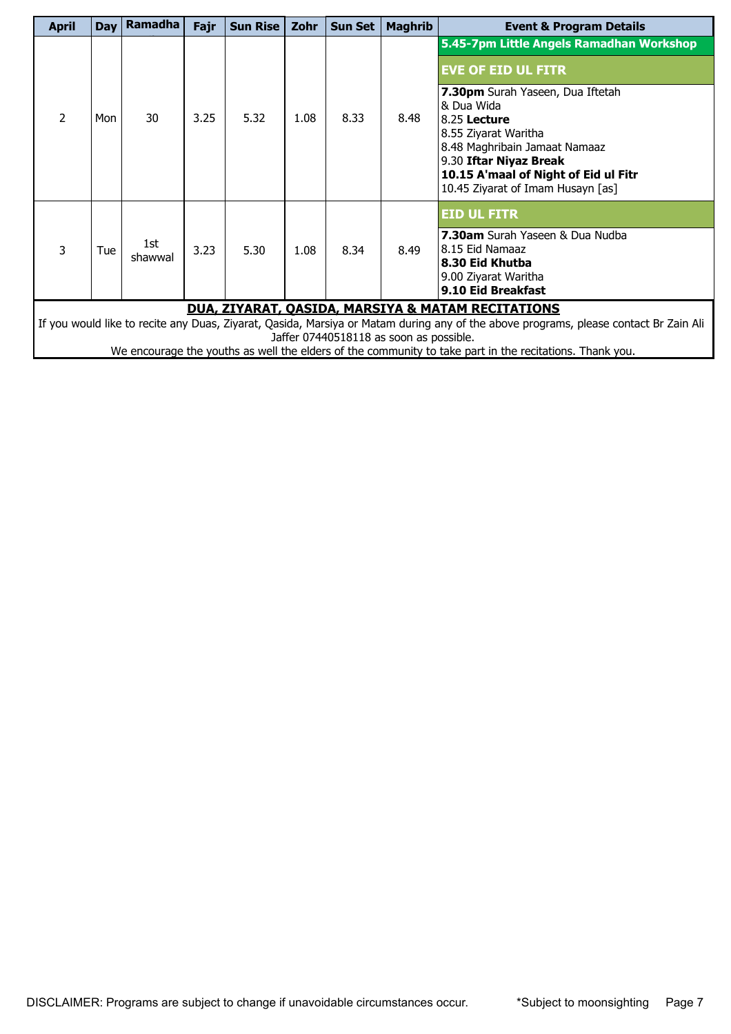| April | Day | Ramadha | Fajr | Sun Rise | Zohr | Sun Set | Maghrib | Event & Program Details |
|---|---|---|---|---|---|---|---|---|
| 2 | Mon | 30 | 3.25 | 5.32 | 1.08 | 8.33 | 8.48 | **5.45-7pm Little Angels Ramadhan Workshop**<br>**EVE OF EID UL FITR**<br>**7.30pm** Surah Yaseen, Dua Iftetah & Dua Wida<br>8.25 **Lecture**<br>8.55 Ziyarat Waritha<br>8.48 Maghribain Jamaat Namaaz<br>9.30 **Iftar Niyaz Break**<br>**10.15 A'maal of Night of Eid ul Fitr**<br>10.45 Ziyarat of Imam Husayn [as] |
| 3 | Tue | 1st shawwal | 3.23 | 5.30 | 1.08 | 8.34 | 8.49 | **EID UL FITR**<br>**7.30am** Surah Yaseen & Dua Nudba<br>8.15 Eid Namaaz<br>**8.30 Eid Khutba**<br>9.00 Ziyarat Waritha<br>**9.10 Eid Breakfast** |

**DUA, ZIYARAT, QASIDA, MARSIYA & MATAM RECITATIONS**

If you would like to recite any Duas, Ziyarat, Qasida, Marsiya or Matam during any of the above programs, please contact Br Zain Ali Jaffer 07440518118 as soon as possible.

We encourage the youths as well the elders of the community to take part in the recitations. Thank you.

DISCLAIMER: Programs are subject to change if unavoidable circumstances occur. *Subject to moonsighting